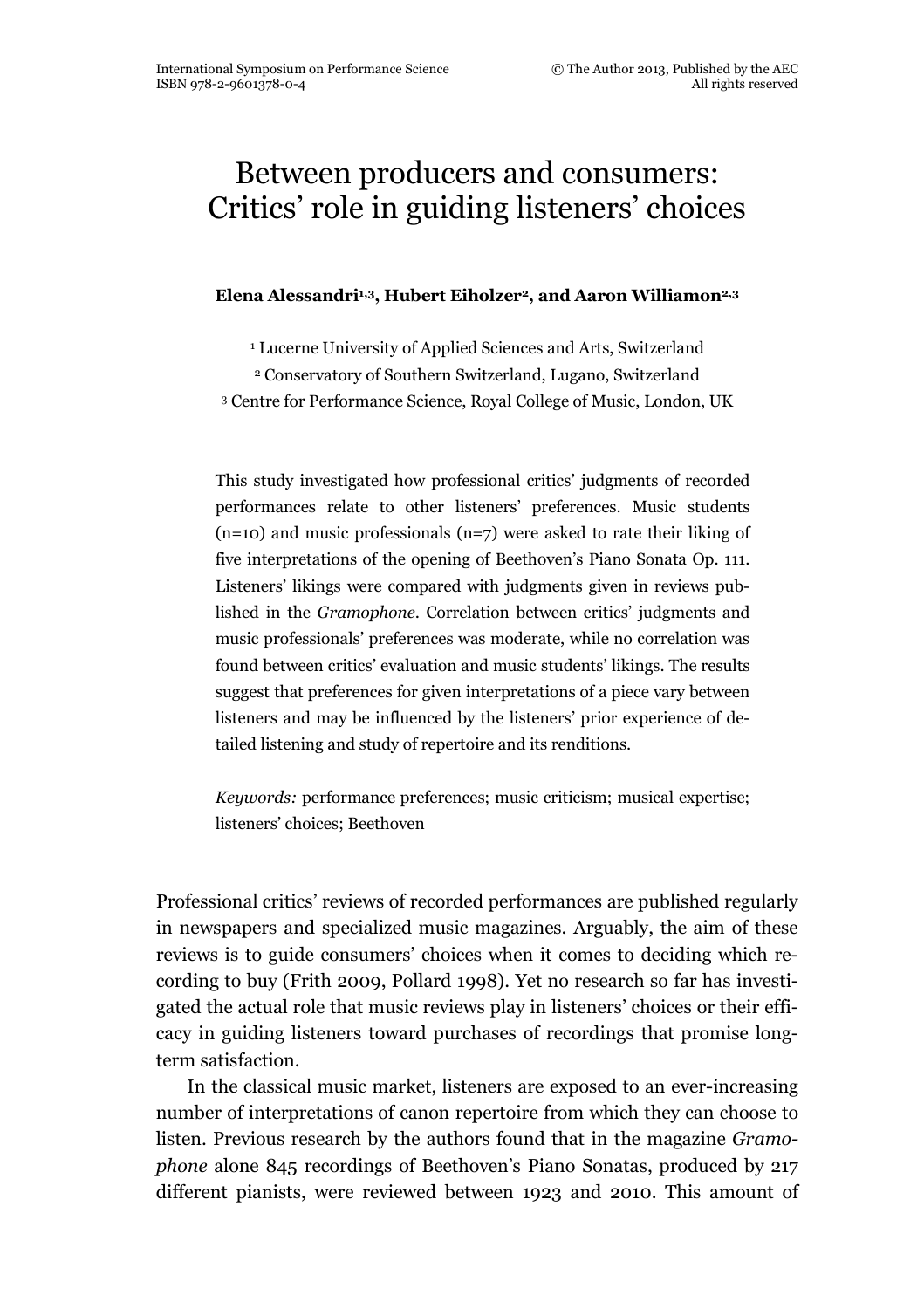# Between producers and consumers: Critics' role in guiding listeners' choices

**Elena Alessandri[1,3], Hubert Eiholzer[2], and Aaron Williamon[2,3]**

[1] Lucerne University of Applied Sciences and Arts, Switzerland
[2] Conservatory of Southern Switzerland, Lugano, Switzerland
[3] Centre for Performance Science, Royal College of Music, London, UK

This study investigated how professional critics' judgments of recorded performances relate to other listeners' preferences. Music students (n=10) and music professionals (n=7) were asked to rate their liking of five interpretations of the opening of Beethoven's Piano Sonata Op. 111. Listeners' likings were compared with judgments given in reviews published in the *Gramophone*. Correlation between critics' judgments and music professionals' preferences was moderate, while no correlation was found between critics' evaluation and music students' likings. The results suggest that preferences for given interpretations of a piece vary between listeners and may be influenced by the listeners' prior experience of detailed listening and study of repertoire and its renditions.

*Keywords:* performance preferences; music criticism; musical expertise; listeners' choices; Beethoven

Professional critics' reviews of recorded performances are published regularly in newspapers and specialized music magazines. Arguably, the aim of these reviews is to guide consumers' choices when it comes to deciding which recording to buy (Frith 2009, Pollard 1998). Yet no research so far has investigated the actual role that music reviews play in listeners' choices or their efficacy in guiding listeners toward purchases of recordings that promise long-term satisfaction.

In the classical music market, listeners are exposed to an ever-increasing number of interpretations of canon repertoire from which they can choose to listen. Previous research by the authors found that in the magazine *Gramophone* alone 845 recordings of Beethoven's Piano Sonatas, produced by 217 different pianists, were reviewed between 1923 and 2010. This amount of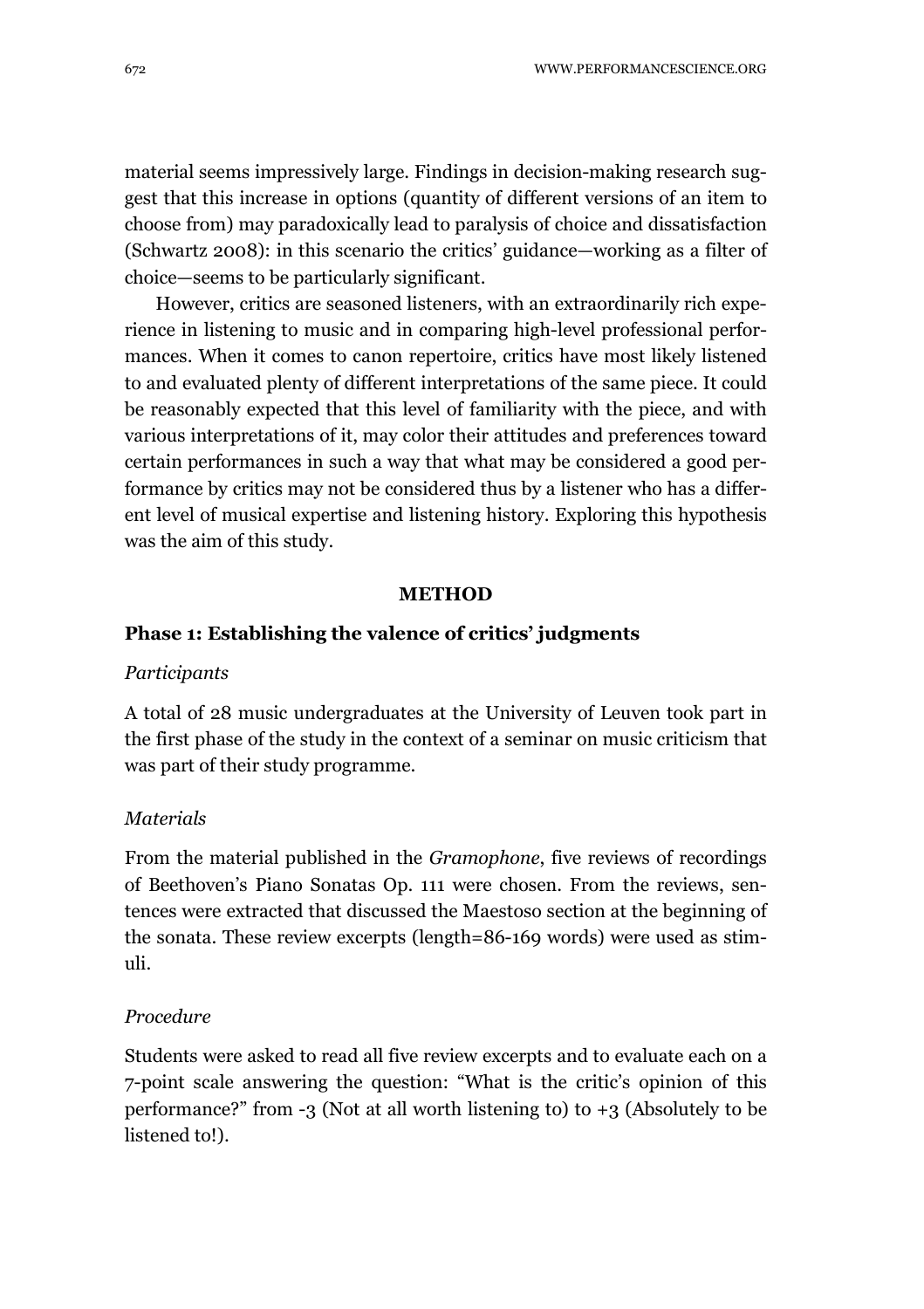material seems impressively large. Findings in decision-making research suggest that this increase in options (quantity of different versions of an item to choose from) may paradoxically lead to paralysis of choice and dissatisfaction (Schwartz 2008): in this scenario the critics' guidance—working as a filter of choice—seems to be particularly significant.

However, critics are seasoned listeners, with an extraordinarily rich experience in listening to music and in comparing high-level professional performances. When it comes to canon repertoire, critics have most likely listened to and evaluated plenty of different interpretations of the same piece. It could be reasonably expected that this level of familiarity with the piece, and with various interpretations of it, may color their attitudes and preferences toward certain performances in such a way that what may be considered a good performance by critics may not be considered thus by a listener who has a different level of musical expertise and listening history. Exploring this hypothesis was the aim of this study.

## METHOD

### Phase 1: Establishing the valence of critics' judgments

#### *Participants*

A total of 28 music undergraduates at the University of Leuven took part in the first phase of the study in the context of a seminar on music criticism that was part of their study programme.

#### *Materials*

From the material published in the *Gramophone*, five reviews of recordings of Beethoven's Piano Sonatas Op. 111 were chosen. From the reviews, sentences were extracted that discussed the Maestoso section at the beginning of the sonata. These review excerpts (length=86-169 words) were used as stimuli.

#### *Procedure*

Students were asked to read all five review excerpts and to evaluate each on a 7-point scale answering the question: "What is the critic's opinion of this performance?" from -3 (Not at all worth listening to) to +3 (Absolutely to be listened to!).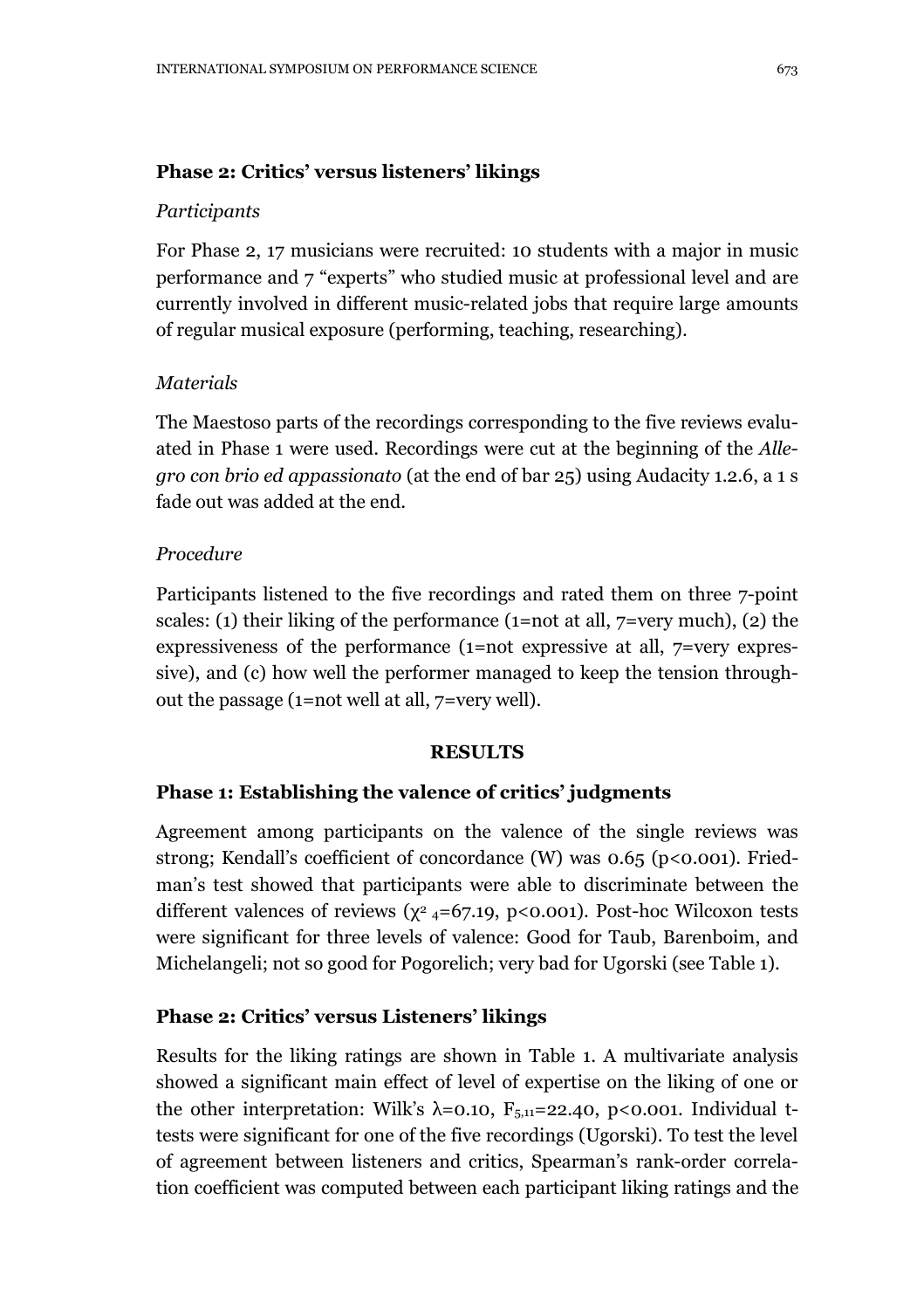### Phase 2: Critics' versus listeners' likings

#### *Participants*

For Phase 2, 17 musicians were recruited: 10 students with a major in music performance and 7 "experts" who studied music at professional level and are currently involved in different music-related jobs that require large amounts of regular musical exposure (performing, teaching, researching).

#### *Materials*

The Maestoso parts of the recordings corresponding to the five reviews evaluated in Phase 1 were used. Recordings were cut at the beginning of the *Allegro con brio ed appassionato* (at the end of bar 25) using Audacity 1.2.6, a 1 s fade out was added at the end.

#### *Procedure*

Participants listened to the five recordings and rated them on three 7-point scales: (1) their liking of the performance (1=not at all, 7=very much), (2) the expressiveness of the performance (1=not expressive at all, 7=very expressive), and (c) how well the performer managed to keep the tension throughout the passage (1=not well at all, 7=very well).

## RESULTS

### Phase 1: Establishing the valence of critics' judgments

Agreement among participants on the valence of the single reviews was strong; Kendall's coefficient of concordance (W) was 0.65 ($p<0.001$). Friedman's test showed that participants were able to discriminate between the different valences of reviews ($\chi^2_4=67.19$, $p<0.001$). Post-hoc Wilcoxon tests were significant for three levels of valence: Good for Taub, Barenboim, and Michelangeli; not so good for Pogorelich; very bad for Ugorski (see Table 1).

### Phase 2: Critics' versus Listeners' likings

Results for the liking ratings are shown in Table 1. A multivariate analysis showed a significant main effect of level of expertise on the liking of one or the other interpretation: Wilk's $\lambda=0.10$, $F_{5,11}=22.40$, $p<0.001$. Individual t-tests were significant for one of the five recordings (Ugorski). To test the level of agreement between listeners and critics, Spearman's rank-order correlation coefficient was computed between each participant liking ratings and the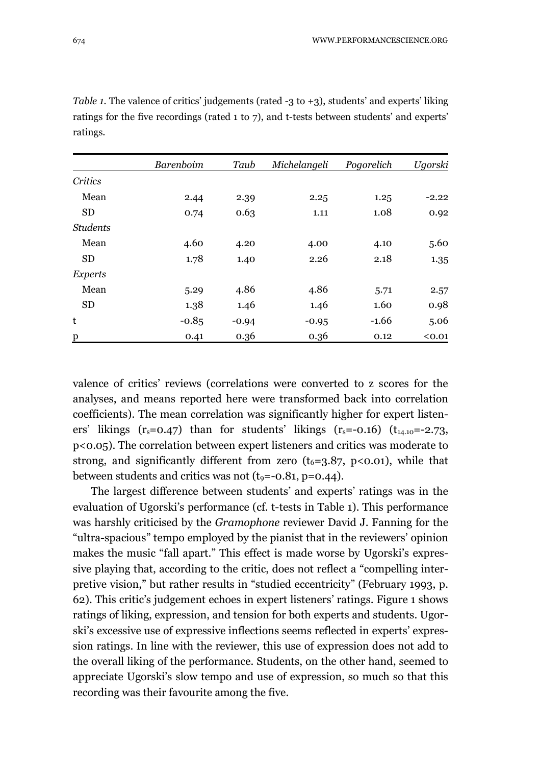*Table 1*. The valence of critics' judgements (rated -3 to +3), students' and experts' liking ratings for the five recordings (rated 1 to 7), and t-tests between students' and experts' ratings.

| | *Barenboim* | *Taub* | *Michelangeli* | *Pogorelich* | *Ugorski* |
|---|---|---|---|---|---|
| *Critics* | | | | | |
| Mean | 2.44 | 2.39 | 2.25 | 1.25 | -2.22 |
| SD | 0.74 | 0.63 | 1.11 | 1.08 | 0.92 |
| *Students* | | | | | |
| Mean | 4.60 | 4.20 | 4.00 | 4.10 | 5.60 |
| SD | 1.78 | 1.40 | 2.26 | 2.18 | 1.35 |
| *Experts* | | | | | |
| Mean | 5.29 | 4.86 | 4.86 | 5.71 | 2.57 |
| SD | 1.38 | 1.46 | 1.46 | 1.60 | 0.98 |
| t | -0.85 | -0.94 | -0.95 | -1.66 | 5.06 |
| p | 0.41 | 0.36 | 0.36 | 0.12 | <0.01 |

valence of critics' reviews (correlations were converted to z scores for the analyses, and means reported here were transformed back into correlation coefficients). The mean correlation was significantly higher for expert listeners' likings ($r_s=0.47$) than for students' likings ($r_s=-0.16$) ($t_{14.10}=-2.73$, $p<0.05$). The correlation between expert listeners and critics was moderate to strong, and significantly different from zero ($t_6=3.87$, $p<0.01$), while that between students and critics was not ($t_9=-0.81$, $p=0.44$).

The largest difference between students' and experts' ratings was in the evaluation of Ugorski's performance (cf. t-tests in Table 1). This performance was harshly criticised by the *Gramophone* reviewer David J. Fanning for the "ultra-spacious" tempo employed by the pianist that in the reviewers' opinion makes the music "fall apart." This effect is made worse by Ugorski's expressive playing that, according to the critic, does not reflect a "compelling interpretive vision," but rather results in "studied eccentricity" (February 1993, p. 62). This critic's judgement echoes in expert listeners' ratings. Figure 1 shows ratings of liking, expression, and tension for both experts and students. Ugorski's excessive use of expressive inflections seems reflected in experts' expression ratings. In line with the reviewer, this use of expression does not add to the overall liking of the performance. Students, on the other hand, seemed to appreciate Ugorski's slow tempo and use of expression, so much so that this recording was their favourite among the five.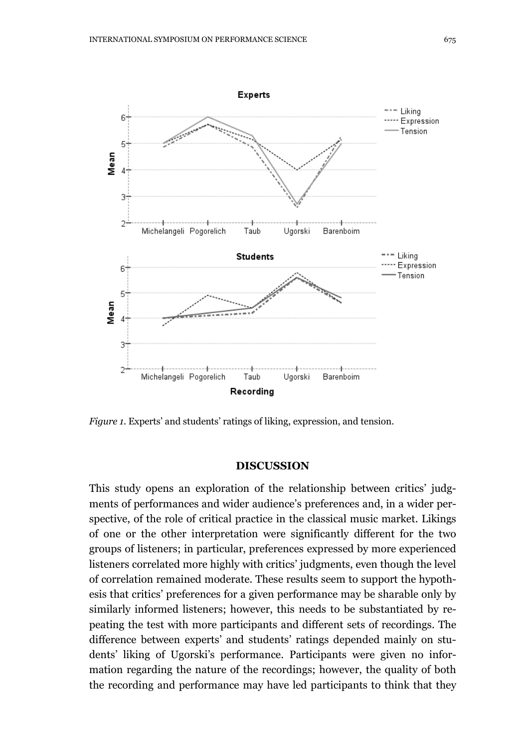*Figure 1.* Experts' and students' ratings of liking, expression, and tension.

## DISCUSSION

This study opens an exploration of the relationship between critics' judgments of performances and wider audience's preferences and, in a wider perspective, of the role of critical practice in the classical music market. Likings of one or the other interpretation were significantly different for the two groups of listeners; in particular, preferences expressed by more experienced listeners correlated more highly with critics' judgments, even though the level of correlation remained moderate. These results seem to support the hypothesis that critics' preferences for a given performance may be sharable only by similarly informed listeners; however, this needs to be substantiated by repeating the test with more participants and different sets of recordings. The difference between experts' and students' ratings depended mainly on students' liking of Ugorski's performance. Participants were given no information regarding the nature of the recordings; however, the quality of both the recording and performance may have led participants to think that they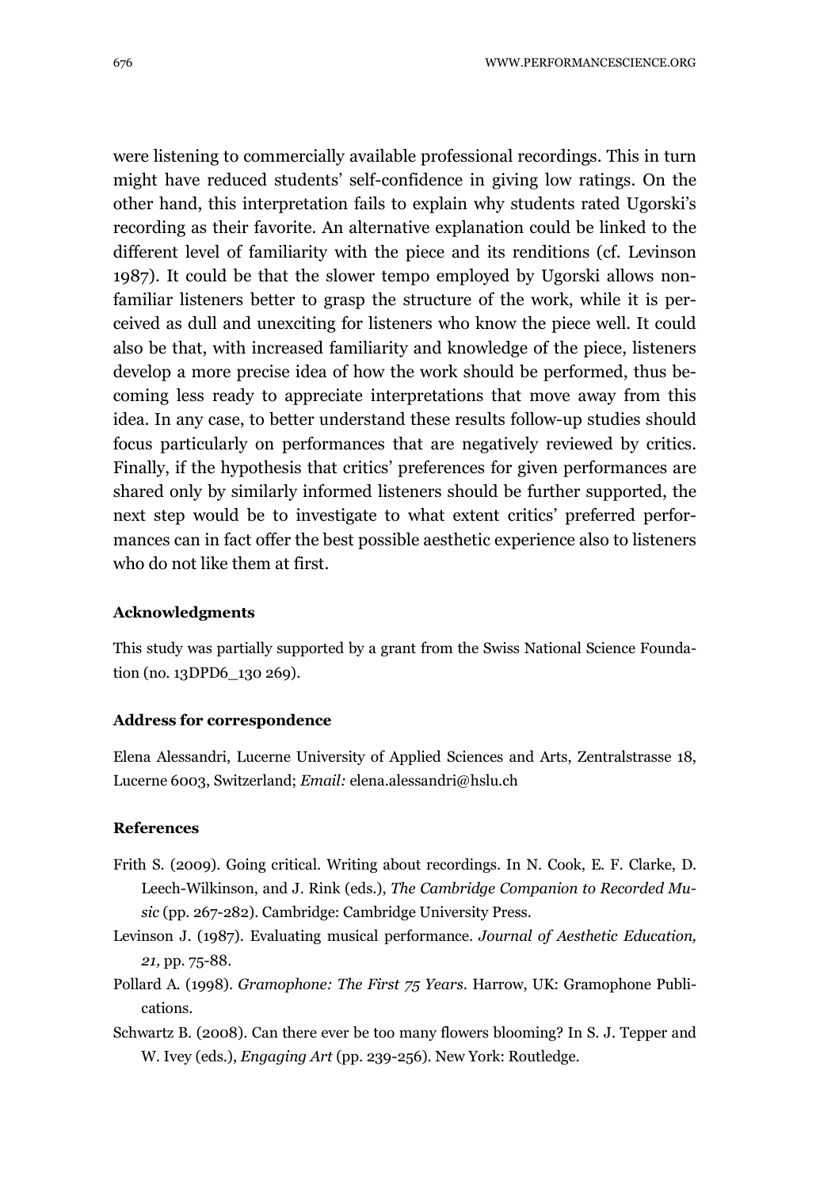were listening to commercially available professional recordings. This in turn might have reduced students' self-confidence in giving low ratings. On the other hand, this interpretation fails to explain why students rated Ugorski's recording as their favorite. An alternative explanation could be linked to the different level of familiarity with the piece and its renditions (cf. Levinson 1987). It could be that the slower tempo employed by Ugorski allows non-familiar listeners better to grasp the structure of the work, while it is perceived as dull and unexciting for listeners who know the piece well. It could also be that, with increased familiarity and knowledge of the piece, listeners develop a more precise idea of how the work should be performed, thus becoming less ready to appreciate interpretations that move away from this idea. In any case, to better understand these results follow-up studies should focus particularly on performances that are negatively reviewed by critics. Finally, if the hypothesis that critics' preferences for given performances are shared only by similarly informed listeners should be further supported, the next step would be to investigate to what extent critics' preferred performances can in fact offer the best possible aesthetic experience also to listeners who do not like them at first.

### Acknowledgments

This study was partially supported by a grant from the Swiss National Science Foundation (no. 13DPD6_130 269).

### Address for correspondence

Elena Alessandri, Lucerne University of Applied Sciences and Arts, Zentralstrasse 18, Lucerne 6003, Switzerland; *Email:* elena.alessandri@hslu.ch

### References

Frith S. (2009). Going critical. Writing about recordings. In N. Cook, E. F. Clarke, D. Leech-Wilkinson, and J. Rink (eds.), *The Cambridge Companion to Recorded Music* (pp. 267-282). Cambridge: Cambridge University Press.

Levinson J. (1987). Evaluating musical performance. *Journal of Aesthetic Education, 21,* pp. 75-88.

Pollard A. (1998). *Gramophone: The First 75 Years*. Harrow, UK: Gramophone Publications.

Schwartz B. (2008). Can there ever be too many flowers blooming? In S. J. Tepper and W. Ivey (eds.), *Engaging Art* (pp. 239-256). New York: Routledge.